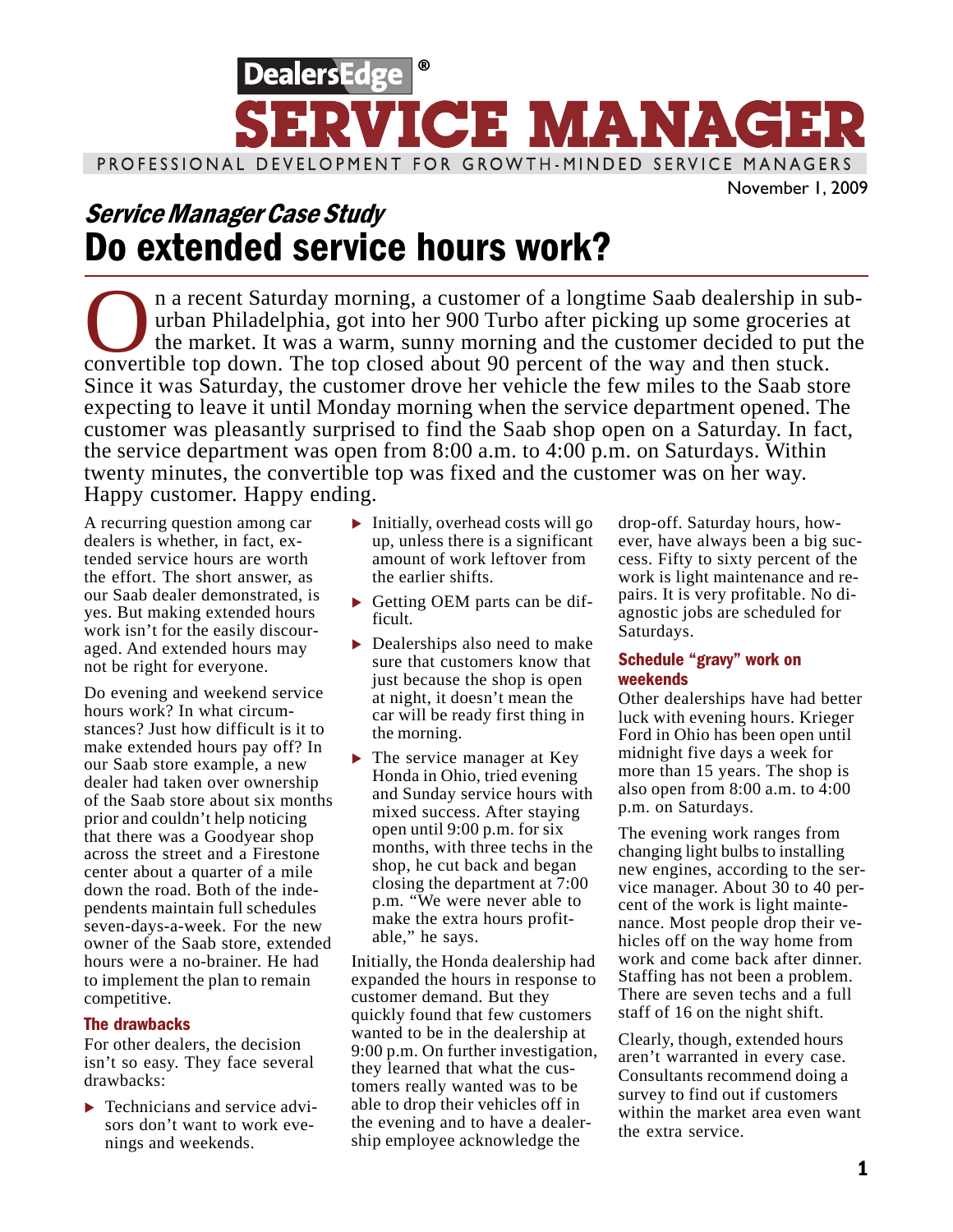DealersEdge®

# SERVICE MANAGER

PROFESSIONAL DEVELOPMENT FOR GROWTH-MINDED SERVICE MANAGERS

November 1, 2009

*Service Manager Case Study*

## Do extended service hours work?

On a recent Saturday morning, a customer of a longtime Saab dealership in suburban Philadelphia, got into her 900 Turbo after picking up some groceries at the market. It was a warm, sunny morning and the customer decided to put the convertible top down. The top closed about 90 percent of the way and then stuck. Since it was Saturday, the customer drove her vehicle the few miles to the Saab store expecting to leave it until Monday morning when the service department opened. The customer was pleasantly surprised to find the Saab shop open on a Saturday. In fact, the service department was open from 8:00 a.m. to 4:00 p.m. on Saturdays. Within twenty minutes, the convertible top was fixed and the customer was on her way. Happy customer. Happy ending.

A recurring question among car dealers is whether, in fact, extended service hours are worth the effort. The short answer, as our Saab dealer demonstrated, is yes. But making extended hours work isn't for the easily discouraged. And extended hours may not be right for everyone.

Do evening and weekend service hours work? In what circumstances? Just how difficult is it to make extended hours pay off? In our Saab store example, a new dealer had taken over ownership of the Saab store about six months prior and couldn't help noticing that there was a Goodyear shop across the street and a Firestone center about a quarter of a mile down the road. Both of the independents maintain full schedules seven-days-a-week. For the new owner of the Saab store, extended hours were a no-brainer. He had to implement the plan to remain competitive.

### The drawbacks

For other dealers, the decision isn't so easy. They face several drawbacks:

- Technicians and service advisors don't want to work evenings and weekends.
- Initially, overhead costs will go up, unless there is a significant amount of work leftover from the earlier shifts.
- Getting OEM parts can be difficult.
- Dealerships also need to make sure that customers know that just because the shop is open at night, it doesn't mean the car will be ready first thing in the morning.
- The service manager at Key Honda in Ohio, tried evening and Sunday service hours with mixed success. After staying open until 9:00 p.m. for six months, with three techs in the shop, he cut back and began closing the department at 7:00 p.m. "We were never able to make the extra hours profitable," he says.

Initially, the Honda dealership had expanded the hours in response to customer demand. But they quickly found that few customers wanted to be in the dealership at 9:00 p.m. On further investigation, they learned that what the customers really wanted was to be able to drop their vehicles off in the evening and to have a dealership employee acknowledge the drop-off. Saturday hours, however, have always been a big success. Fifty to sixty percent of the work is light maintenance and repairs. It is very profitable. No diagnostic jobs are scheduled for Saturdays.

### Schedule "gravy" work on weekends

Other dealerships have had better luck with evening hours. Krieger Ford in Ohio has been open until midnight five days a week for more than 15 years. The shop is also open from 8:00 a.m. to 4:00 p.m. on Saturdays.

The evening work ranges from changing light bulbs to installing new engines, according to the service manager. About 30 to 40 percent of the work is light maintenance. Most people drop their vehicles off on the way home from work and come back after dinner. Staffing has not been a problem. There are seven techs and a full staff of 16 on the night shift.

Clearly, though, extended hours aren't warranted in every case. Consultants recommend doing a survey to find out if customers within the market area even want the extra service.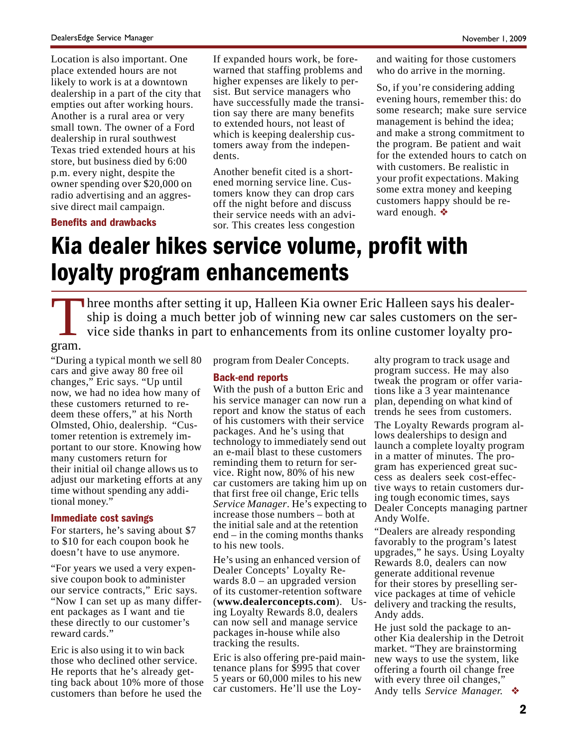Location is also important. One place extended hours are not likely to work is at a downtown dealership in a part of the city that empties out after working hours. Another is a rural area or very small town. The owner of a Ford dealership in rural southwest Texas tried extended hours at his store, but business died by 6:00 p.m. every night, despite the owner spending over $20,000 on radio advertising and an aggressive direct mail campaign.

### Benefits and drawbacks

If expanded hours work, be forewarned that staffing problems and higher expenses are likely to persist. But service managers who have successfully made the transition say there are many benefits to extended hours, not least of which is keeping dealership customers away from the independents.

Another benefit cited is a shortened morning service line. Customers know they can drop cars off the night before and discuss their service needs with an advisor. This creates less congestion and waiting for those customers who do arrive in the morning.

So, if you're considering adding evening hours, remember this: do some research; make sure service management is behind the idea; and make a strong commitment to the program. Be patient and wait for the extended hours to catch on with customers. Be realistic in your profit expectations. Making some extra money and keeping customers happy should be reward enough. ❖

# Kia dealer hikes service volume, profit with loyalty program enhancements

Three months after setting it up, Halleen Kia owner Eric Halleen says his dealership is doing a much better job of winning new car sales customers on the service side thanks in part to enhancements from its online customer loyalty program.

"During a typical month we sell 80 cars and give away 80 free oil changes," Eric says. "Up until now, we had no idea how many of these customers returned to redeem these offers," at his North Olmsted, Ohio, dealership. "Customer retention is extremely important to our store. Knowing how many customers return for their initial oil change allows us to adjust our marketing efforts at any time without spending any additional money."

### Immediate cost savings

For starters, he's saving about $7 to $10 for each coupon book he doesn't have to use anymore.

"For years we used a very expensive coupon book to administer our service contracts," Eric says. "Now I can set up as many different packages as I want and tie these directly to our customer's reward cards."

Eric is also using it to win back those who declined other service. He reports that he's already getting back about 10% more of those customers than before he used the program from Dealer Concepts.

### Back-end reports

With the push of a button Eric and his service manager can now run a report and know the status of each of his customers with their service packages. And he's using that technology to immediately send out an e-mail blast to these customers reminding them to return for service. Right now, 80% of his new car customers are taking him up on that first free oil change, Eric tells *Service Manager*. He's expecting to increase those numbers – both at the initial sale and at the retention end – in the coming months thanks to his new tools.

He's using an enhanced version of Dealer Concepts' Loyalty Rewards 8.0 – an upgraded version of its customer-retention software (**www.dealerconcepts.com**). Using Loyalty Rewards 8.0, dealers can now sell and manage service packages in-house while also tracking the results.

Eric is also offering pre-paid maintenance plans for $995 that cover 5 years or 60,000 miles to his new car customers. He'll use the Loyalty program to track usage and program success. He may also tweak the program or offer variations like a 3 year maintenance plan, depending on what kind of trends he sees from customers.

The Loyalty Rewards program allows dealerships to design and launch a complete loyalty program in a matter of minutes. The program has experienced great success as dealers seek cost-effective ways to retain customers during tough economic times, says Dealer Concepts managing partner Andy Wolfe.

"Dealers are already responding favorably to the program's latest upgrades," he says. Using Loyalty Rewards 8.0, dealers can now generate additional revenue for their stores by preselling service packages at time of vehicle delivery and tracking the results, Andy adds.

He just sold the package to another Kia dealership in the Detroit market. "They are brainstorming new ways to use the system, like offering a fourth oil change free with every three oil changes," Andy tells *Service Manager.* ❖